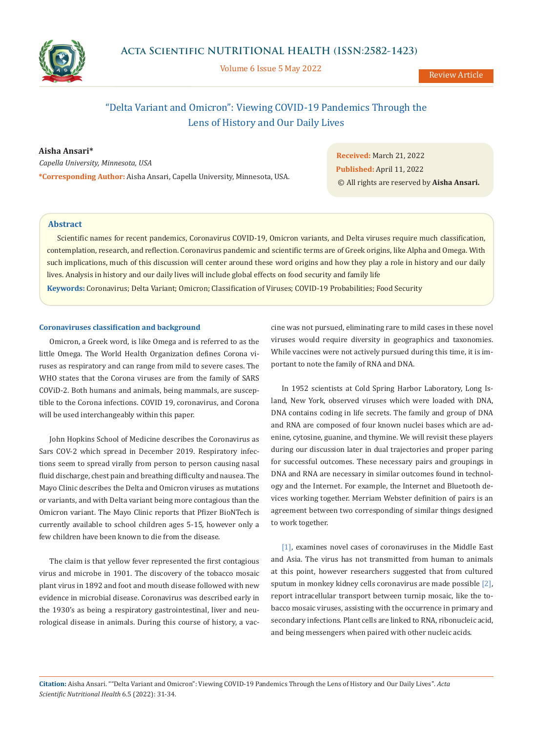# "Delta Variant and Omicron": Viewing COVID-19 Pandemics Through the Lens of History and Our Daily Lives

**Aisha Ansari***

*Capella University, Minnesota, USA*

***Corresponding Author:** Aisha Ansari, Capella University, Minnesota, USA.

**Received:** March 21, 2022
**Published:** April 11, 2022
© All rights are reserved by **Aisha Ansari.**

## Abstract

Scientific names for recent pandemics, Coronavirus COVID-19, Omicron variants, and Delta viruses require much classification, contemplation, research, and reflection. Coronavirus pandemic and scientific terms are of Greek origins, like Alpha and Omega. With such implications, much of this discussion will center around these word origins and how they play a role in history and our daily lives. Analysis in history and our daily lives will include global effects on food security and family life

**Keywords:** Coronavirus; Delta Variant; Omicron; Classification of Viruses; COVID-19 Probabilities; Food Security

## Coronaviruses classification and background

Omicron, a Greek word, is like Omega and is referred to as the little Omega. The World Health Organization defines Corona viruses as respiratory and can range from mild to severe cases. The WHO states that the Corona viruses are from the family of SARS COViD-2. Both humans and animals, being mammals, are susceptible to the Corona infections. COVID 19, coronavirus, and Corona will be used interchangeably within this paper.

John Hopkins School of Medicine describes the Coronavirus as Sars COV-2 which spread in December 2019. Respiratory infections seem to spread virally from person to person causing nasal fluid discharge, chest pain and breathing difficulty and nausea. The Mayo Clinic describes the Delta and Omicron viruses as mutations or variants, and with Delta variant being more contagious than the Omicron variant. The Mayo Clinic reports that Pfizer BioNTech is currently available to school children ages 5-15, however only a few children have been known to die from the disease.

The claim is that yellow fever represented the first contagious virus and microbe in 1901. The discovery of the tobacco mosaic plant virus in 1892 and foot and mouth disease followed with new evidence in microbial disease. Coronavirus was described early in the 1930's as being a respiratory gastrointestinal, liver and neurological disease in animals. During this course of history, a vaccine was not pursued, eliminating rare to mild cases in these novel viruses would require diversity in geographics and taxonomies. While vaccines were not actively pursued during this time, it is important to note the family of RNA and DNA.

In 1952 scientists at Cold Spring Harbor Laboratory, Long Island, New York, observed viruses which were loaded with DNA, DNA contains coding in life secrets. The family and group of DNA and RNA are composed of four known nuclei bases which are adenine, cytosine, guanine, and thymine. We will revisit these players during our discussion later in dual trajectories and proper paring for successful outcomes. These necessary pairs and groupings in DNA and RNA are necessary in similar outcomes found in technology and the Internet. For example, the Internet and Bluetooth devices working together. Merriam Webster definition of pairs is an agreement between two corresponding of similar things designed to work together.

[1], examines novel cases of coronaviruses in the Middle East and Asia. The virus has not transmitted from human to animals at this point, however researchers suggested that from cultured sputum in monkey kidney cells coronavirus are made possible [2], report intracellular transport between turnip mosaic, like the tobacco mosaic viruses, assisting with the occurrence in primary and secondary infections. Plant cells are linked to RNA, ribonucleic acid, and being messengers when paired with other nucleic acids.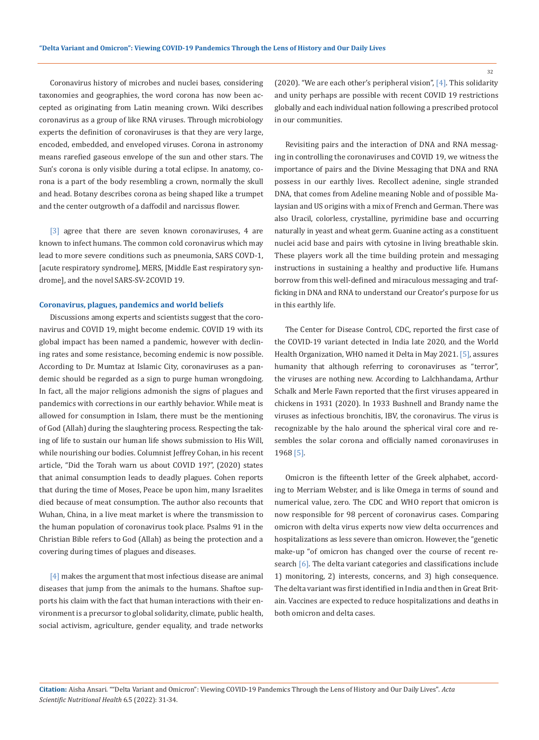Coronavirus history of microbes and nuclei bases, considering taxonomies and geographies, the word corona has now been accepted as originating from Latin meaning crown. Wiki describes coronavirus as a group of like RNA viruses. Through microbiology experts the definition of coronaviruses is that they are very large, encoded, embedded, and enveloped viruses. Corona in astronomy means rarefied gaseous envelope of the sun and other stars. The Sun's corona is only visible during a total eclipse. In anatomy, corona is a part of the body resembling a crown, normally the skull and head. Botany describes corona as being shaped like a trumpet and the center outgrowth of a daffodil and narcissus flower.

[3] agree that there are seven known coronaviruses, 4 are known to infect humans. The common cold coronavirus which may lead to more severe conditions such as pneumonia, SARS COVD-1, [acute respiratory syndrome], MERS, [Middle East respiratory syndrome], and the novel SARS-SV-2COVID 19.

### Coronavirus, plagues, pandemics and world beliefs

Discussions among experts and scientists suggest that the coronavirus and COVID 19, might become endemic. COVID 19 with its global impact has been named a pandemic, however with declining rates and some resistance, becoming endemic is now possible. According to Dr. Mumtaz at Islamic City, coronaviruses as a pandemic should be regarded as a sign to purge human wrongdoing. In fact, all the major religions admonish the signs of plagues and pandemics with corrections in our earthly behavior. While meat is allowed for consumption in Islam, there must be the mentioning of God (Allah) during the slaughtering process. Respecting the taking of life to sustain our human life shows submission to His Will, while nourishing our bodies. Columnist Jeffrey Cohan, in his recent article, "Did the Torah warn us about COVID 19?", (2020) states that animal consumption leads to deadly plagues. Cohen reports that during the time of Moses, Peace be upon him, many Israelites died because of meat consumption. The author also recounts that Wuhan, China, in a live meat market is where the transmission to the human population of coronavirus took place. Psalms 91 in the Christian Bible refers to God (Allah) as being the protection and a covering during times of plagues and diseases.

[4] makes the argument that most infectious disease are animal diseases that jump from the animals to the humans. Shaftoe supports his claim with the fact that human interactions with their environment is a precursor to global solidarity, climate, public health, social activism, agriculture, gender equality, and trade networks (2020). "We are each other's peripheral vision", [4]. This solidarity and unity perhaps are possible with recent COVID 19 restrictions globally and each individual nation following a prescribed protocol in our communities.

Revisiting pairs and the interaction of DNA and RNA messaging in controlling the coronaviruses and COVID 19, we witness the importance of pairs and the Divine Messaging that DNA and RNA possess in our earthly lives. Recollect adenine, single stranded DNA, that comes from Adeline meaning Noble and of possible Malaysian and US origins with a mix of French and German. There was also Uracil, colorless, crystalline, pyrimidine base and occurring naturally in yeast and wheat germ. Guanine acting as a constituent nuclei acid base and pairs with cytosine in living breathable skin. These players work all the time building protein and messaging instructions in sustaining a healthy and productive life. Humans borrow from this well-defined and miraculous messaging and trafficking in DNA and RNA to understand our Creator's purpose for us in this earthly life.

The Center for Disease Control, CDC, reported the first case of the COVID-19 variant detected in India late 2020, and the World Health Organization, WHO named it Delta in May 2021. [5], assures humanity that although referring to coronaviruses as "terror", the viruses are nothing new. According to Lalchhandama, Arthur Schalk and Merle Fawn reported that the first viruses appeared in chickens in 1931 (2020). In 1933 Bushnell and Brandy name the viruses as infectious bronchitis, IBV, the coronavirus. The virus is recognizable by the halo around the spherical viral core and resembles the solar corona and officially named coronaviruses in 1968 [5].

Omicron is the fifteenth letter of the Greek alphabet, according to Merriam Webster, and is like Omega in terms of sound and numerical value, zero. The CDC and WHO report that omicron is now responsible for 98 percent of coronavirus cases. Comparing omicron with delta virus experts now view delta occurrences and hospitalizations as less severe than omicron. However, the "genetic make-up "of omicron has changed over the course of recent research [6]. The delta variant categories and classifications include 1) monitoring, 2) interests, concerns, and 3) high consequence. The delta variant was first identified in India and then in Great Britain. Vaccines are expected to reduce hospitalizations and deaths in both omicron and delta cases.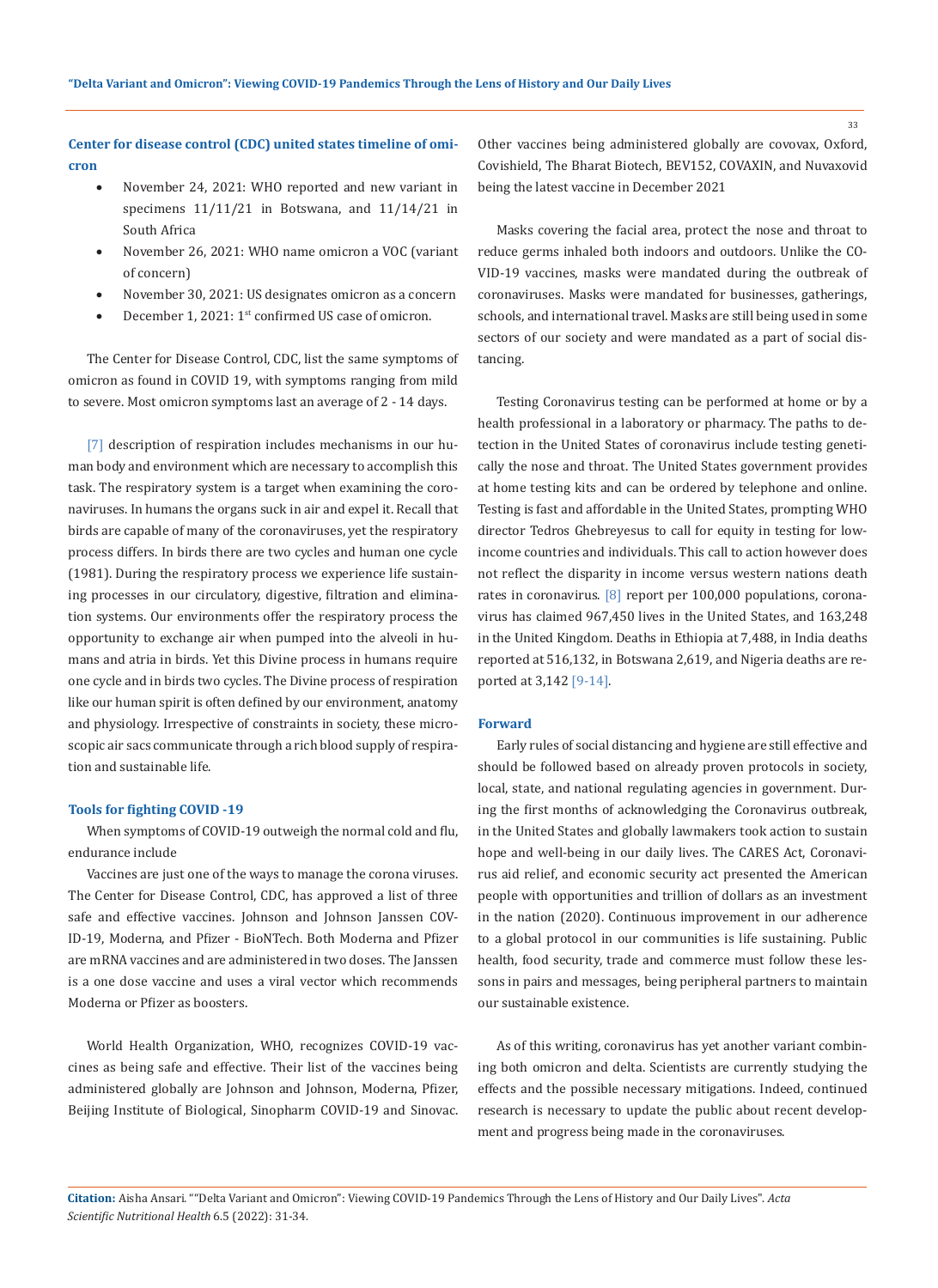### Center for disease control (CDC) united states timeline of omicron

- November 24, 2021: WHO reported and new variant in specimens 11/11/21 in Botswana, and 11/14/21 in South Africa
- November 26, 2021: WHO name omicron a VOC (variant of concern)
- November 30, 2021: US designates omicron as a concern
- December 1, 2021: 1st confirmed US case of omicron.

The Center for Disease Control, CDC, list the same symptoms of omicron as found in COVID 19, with symptoms ranging from mild to severe. Most omicron symptoms last an average of 2 - 14 days.

[7] description of respiration includes mechanisms in our human body and environment which are necessary to accomplish this task. The respiratory system is a target when examining the coronaviruses. In humans the organs suck in air and expel it. Recall that birds are capable of many of the coronaviruses, yet the respiratory process differs. In birds there are two cycles and human one cycle (1981). During the respiratory process we experience life sustaining processes in our circulatory, digestive, filtration and elimination systems. Our environments offer the respiratory process the opportunity to exchange air when pumped into the alveoli in humans and atria in birds. Yet this Divine process in humans require one cycle and in birds two cycles. The Divine process of respiration like our human spirit is often defined by our environment, anatomy and physiology. Irrespective of constraints in society, these microscopic air sacs communicate through a rich blood supply of respiration and sustainable life.

### Tools for fighting COVID -19

When symptoms of COVID-19 outweigh the normal cold and flu, endurance include

Vaccines are just one of the ways to manage the corona viruses. The Center for Disease Control, CDC, has approved a list of three safe and effective vaccines. Johnson and Johnson Janssen COVID-19, Moderna, and Pfizer - BioNTech. Both Moderna and Pfizer are mRNA vaccines and are administered in two doses. The Janssen is a one dose vaccine and uses a viral vector which recommends Moderna or Pfizer as boosters.

World Health Organization, WHO, recognizes COVID-19 vaccines as being safe and effective. Their list of the vaccines being administered globally are Johnson and Johnson, Moderna, Pfizer, Beijing Institute of Biological, Sinopharm COVID-19 and Sinovac. Other vaccines being administered globally are covovax, Oxford, Covishield, The Bharat Biotech, BEV152, COVAXIN, and Nuvaxovid being the latest vaccine in December 2021

Masks covering the facial area, protect the nose and throat to reduce germs inhaled both indoors and outdoors. Unlike the COVID-19 vaccines, masks were mandated during the outbreak of coronaviruses. Masks were mandated for businesses, gatherings, schools, and international travel. Masks are still being used in some sectors of our society and were mandated as a part of social distancing.

Testing Coronavirus testing can be performed at home or by a health professional in a laboratory or pharmacy. The paths to detection in the United States of coronavirus include testing genetically the nose and throat. The United States government provides at home testing kits and can be ordered by telephone and online. Testing is fast and affordable in the United States, prompting WHO director Tedros Ghebreyesus to call for equity in testing for low-income countries and individuals. This call to action however does not reflect the disparity in income versus western nations death rates in coronavirus. [8] report per 100,000 populations, coronavirus has claimed 967,450 lives in the United States, and 163,248 in the United Kingdom. Deaths in Ethiopia at 7,488, in India deaths reported at 516,132, in Botswana 2,619, and Nigeria deaths are reported at 3,142 [9-14].

### Forward

Early rules of social distancing and hygiene are still effective and should be followed based on already proven protocols in society, local, state, and national regulating agencies in government. During the first months of acknowledging the Coronavirus outbreak, in the United States and globally lawmakers took action to sustain hope and well-being in our daily lives. The CARES Act, Coronavirus aid relief, and economic security act presented the American people with opportunities and trillion of dollars as an investment in the nation (2020). Continuous improvement in our adherence to a global protocol in our communities is life sustaining. Public health, food security, trade and commerce must follow these lessons in pairs and messages, being peripheral partners to maintain our sustainable existence.

As of this writing, coronavirus has yet another variant combining both omicron and delta. Scientists are currently studying the effects and the possible necessary mitigations. Indeed, continued research is necessary to update the public about recent development and progress being made in the coronaviruses.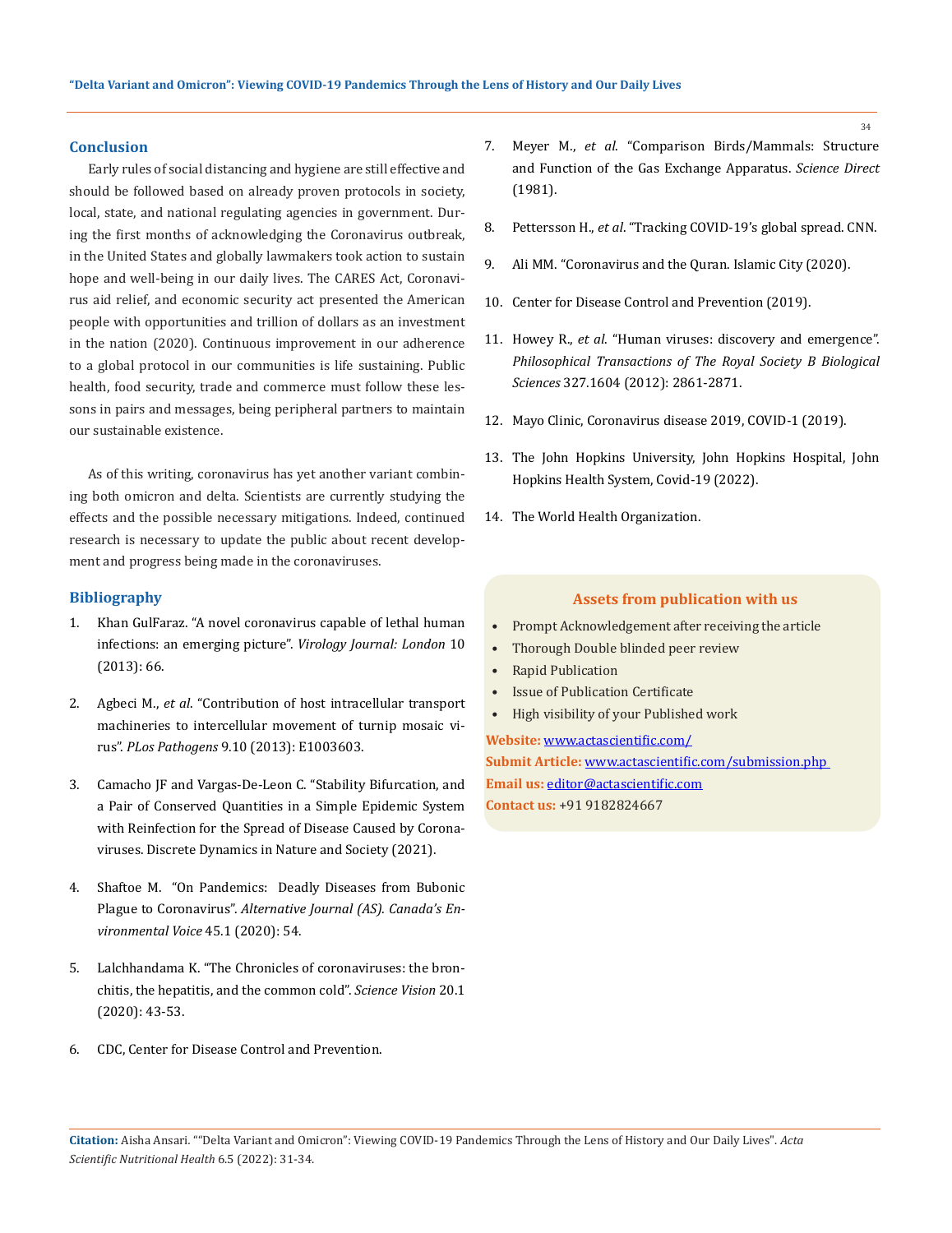## Conclusion

Early rules of social distancing and hygiene are still effective and should be followed based on already proven protocols in society, local, state, and national regulating agencies in government. During the first months of acknowledging the Coronavirus outbreak, in the United States and globally lawmakers took action to sustain hope and well-being in our daily lives. The CARES Act, Coronavirus aid relief, and economic security act presented the American people with opportunities and trillion of dollars as an investment in the nation (2020). Continuous improvement in our adherence to a global protocol in our communities is life sustaining. Public health, food security, trade and commerce must follow these lessons in pairs and messages, being peripheral partners to maintain our sustainable existence.

As of this writing, coronavirus has yet another variant combining both omicron and delta. Scientists are currently studying the effects and the possible necessary mitigations. Indeed, continued research is necessary to update the public about recent development and progress being made in the coronaviruses.

## Bibliography

1. Khan GulFaraz. "A novel coronavirus capable of lethal human infections: an emerging picture". *Virology Journal: London* 10 (2013): 66.
2. Agbeci M., *et al*. "Contribution of host intracellular transport machineries to intercellular movement of turnip mosaic virus". *PLos Pathogens* 9.10 (2013): E1003603.
3. Camacho JF and Vargas-De-Leon C. "Stability Bifurcation, and a Pair of Conserved Quantities in a Simple Epidemic System with Reinfection for the Spread of Disease Caused by Coronaviruses. Discrete Dynamics in Nature and Society (2021).
4. Shaftoe M. "On Pandemics: Deadly Diseases from Bubonic Plague to Coronavirus". *Alternative Journal (AS). Canada's Environmental Voice* 45.1 (2020): 54.
5. Lalchhandama K. "The Chronicles of coronaviruses: the bronchitis, the hepatitis, and the common cold". *Science Vision* 20.1 (2020): 43-53.
6. CDC, Center for Disease Control and Prevention.
7. Meyer M., *et al*. "Comparison Birds/Mammals: Structure and Function of the Gas Exchange Apparatus. *Science Direct* (1981).
8. Pettersson H., *et al*. "Tracking COVID-19's global spread. CNN.
9. Ali MM. "Coronavirus and the Quran. Islamic City (2020).
10. Center for Disease Control and Prevention (2019).
11. Howey R., *et al*. "Human viruses: discovery and emergence". *Philosophical Transactions of The Royal Society B Biological Sciences* 327.1604 (2012): 2861-2871.
12. Mayo Clinic, Coronavirus disease 2019, COVID-1 (2019).
13. The John Hopkins University, John Hopkins Hospital, John Hopkins Health System, Covid-19 (2022).
14. The World Health Organization.

### Assets from publication with us

- Prompt Acknowledgement after receiving the article
- Thorough Double blinded peer review
- Rapid Publication
- Issue of Publication Certificate
- High visibility of your Published work

**Website:** www.actascientific.com/
**Submit Article:** www.actascientific.com/submission.php
**Email us:** editor@actascientific.com
**Contact us:** +91 9182824667